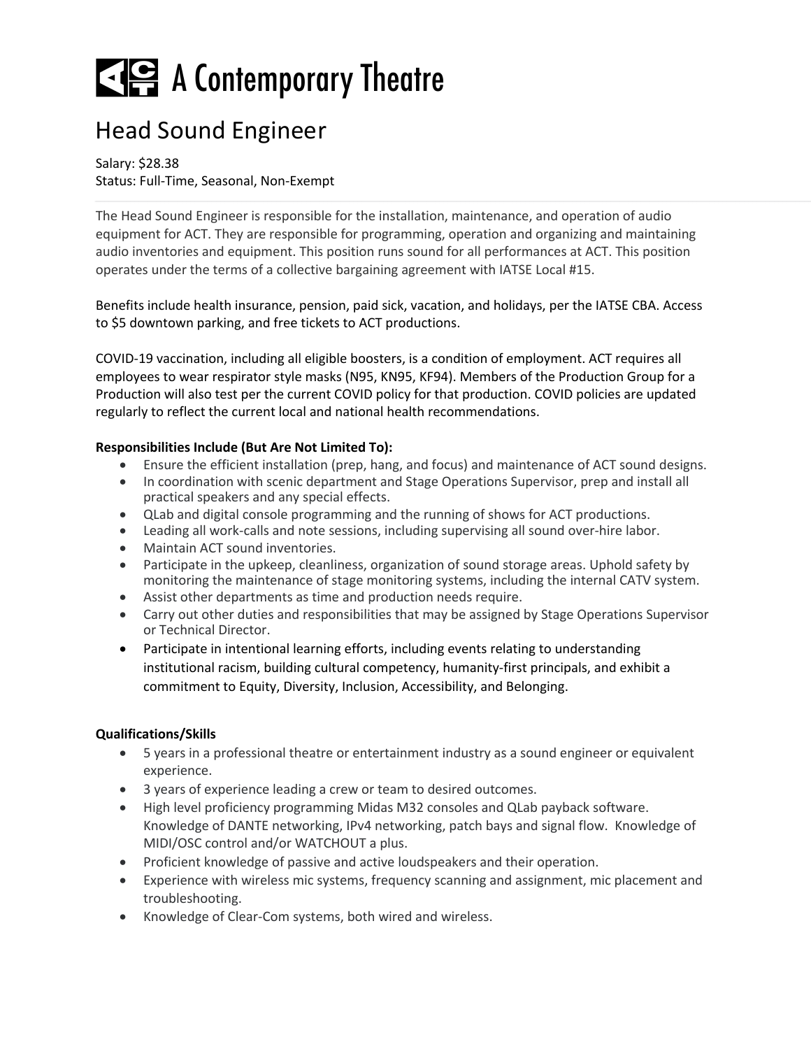# A Contemporary Theatre

## Head Sound Engineer

Salary: $28.38
Status: Full-Time, Seasonal, Non-Exempt

The Head Sound Engineer is responsible for the installation, maintenance, and operation of audio equipment for ACT. They are responsible for programming, operation and organizing and maintaining audio inventories and equipment. This position runs sound for all performances at ACT. This position operates under the terms of a collective bargaining agreement with IATSE Local #15.

Benefits include health insurance, pension, paid sick, vacation, and holidays, per the IATSE CBA. Access to $5 downtown parking, and free tickets to ACT productions.

COVID-19 vaccination, including all eligible boosters, is a condition of employment. ACT requires all employees to wear respirator style masks (N95, KN95, KF94). Members of the Production Group for a Production will also test per the current COVID policy for that production. COVID policies are updated regularly to reflect the current local and national health recommendations.

**Responsibilities Include (But Are Not Limited To):**

- Ensure the efficient installation (prep, hang, and focus) and maintenance of ACT sound designs.
- In coordination with scenic department and Stage Operations Supervisor, prep and install all practical speakers and any special effects.
- QLab and digital console programming and the running of shows for ACT productions.
- Leading all work-calls and note sessions, including supervising all sound over-hire labor.
- Maintain ACT sound inventories.
- Participate in the upkeep, cleanliness, organization of sound storage areas. Uphold safety by monitoring the maintenance of stage monitoring systems, including the internal CATV system.
- Assist other departments as time and production needs require.
- Carry out other duties and responsibilities that may be assigned by Stage Operations Supervisor or Technical Director.
- Participate in intentional learning efforts, including events relating to understanding institutional racism, building cultural competency, humanity-first principals, and exhibit a commitment to Equity, Diversity, Inclusion, Accessibility, and Belonging.

**Qualifications/Skills**

- 5 years in a professional theatre or entertainment industry as a sound engineer or equivalent experience.
- 3 years of experience leading a crew or team to desired outcomes.
- High level proficiency programming Midas M32 consoles and QLab payback software. Knowledge of DANTE networking, IPv4 networking, patch bays and signal flow. Knowledge of MIDI/OSC control and/or WATCHOUT a plus.
- Proficient knowledge of passive and active loudspeakers and their operation.
- Experience with wireless mic systems, frequency scanning and assignment, mic placement and troubleshooting.
- Knowledge of Clear-Com systems, both wired and wireless.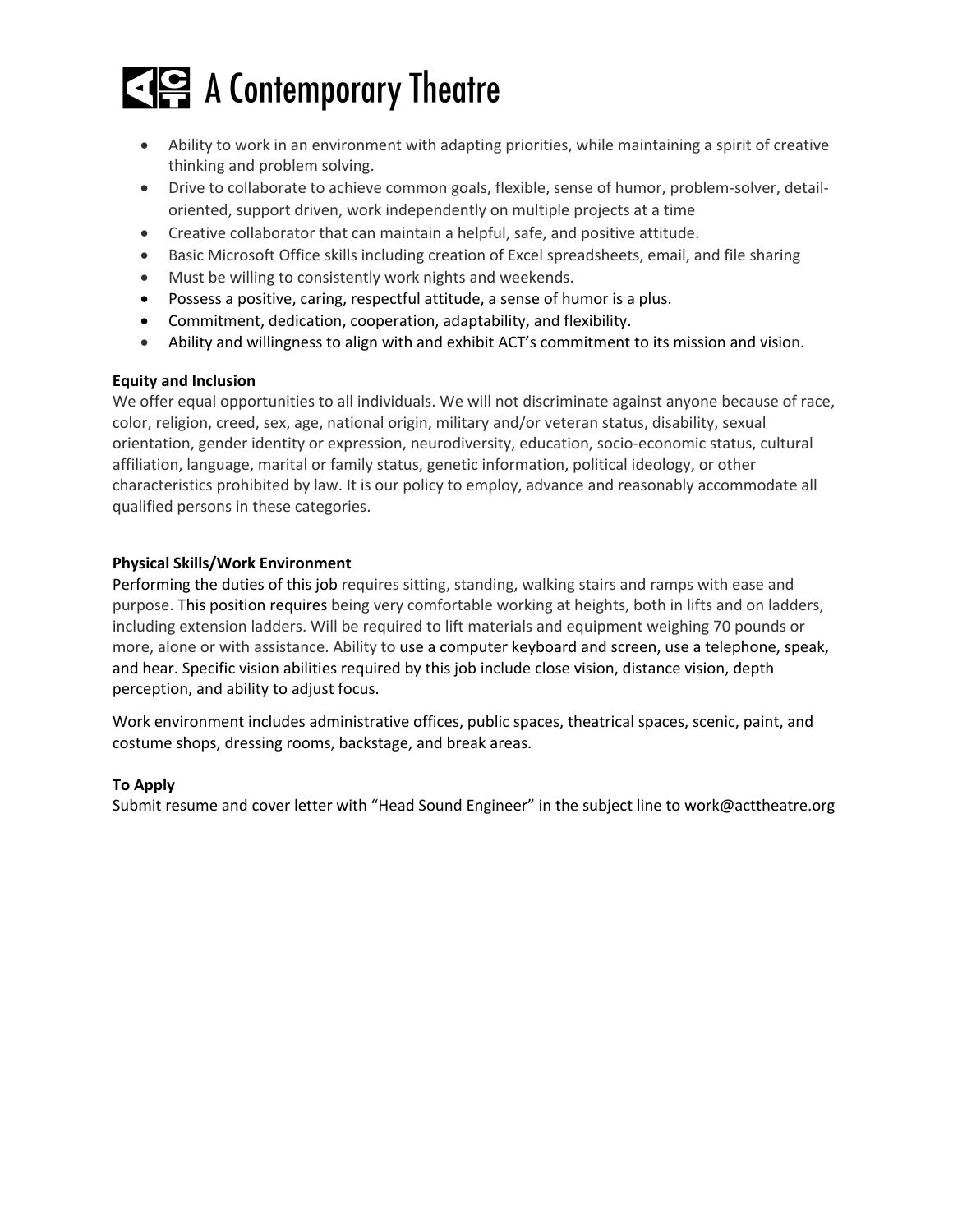- Ability to work in an environment with adapting priorities, while maintaining a spirit of creative thinking and problem solving.
- Drive to collaborate to achieve common goals, flexible, sense of humor, problem-solver, detail-oriented, support driven, work independently on multiple projects at a time
- Creative collaborator that can maintain a helpful, safe, and positive attitude.
- Basic Microsoft Office skills including creation of Excel spreadsheets, email, and file sharing
- Must be willing to consistently work nights and weekends.
- Possess a positive, caring, respectful attitude, a sense of humor is a plus.
- Commitment, dedication, cooperation, adaptability, and flexibility.
- Ability and willingness to align with and exhibit ACT's commitment to its mission and vision.

**Equity and Inclusion**

We offer equal opportunities to all individuals. We will not discriminate against anyone because of race, color, religion, creed, sex, age, national origin, military and/or veteran status, disability, sexual orientation, gender identity or expression, neurodiversity, education, socio-economic status, cultural affiliation, language, marital or family status, genetic information, political ideology, or other characteristics prohibited by law. It is our policy to employ, advance and reasonably accommodate all qualified persons in these categories.

**Physical Skills/Work Environment**

Performing the duties of this job requires sitting, standing, walking stairs and ramps with ease and purpose. This position requires being very comfortable working at heights, both in lifts and on ladders, including extension ladders. Will be required to lift materials and equipment weighing 70 pounds or more, alone or with assistance. Ability to use a computer keyboard and screen, use a telephone, speak, and hear. Specific vision abilities required by this job include close vision, distance vision, depth perception, and ability to adjust focus.

Work environment includes administrative offices, public spaces, theatrical spaces, scenic, paint, and costume shops, dressing rooms, backstage, and break areas.

**To Apply**

Submit resume and cover letter with "Head Sound Engineer" in the subject line to work@acttheatre.org